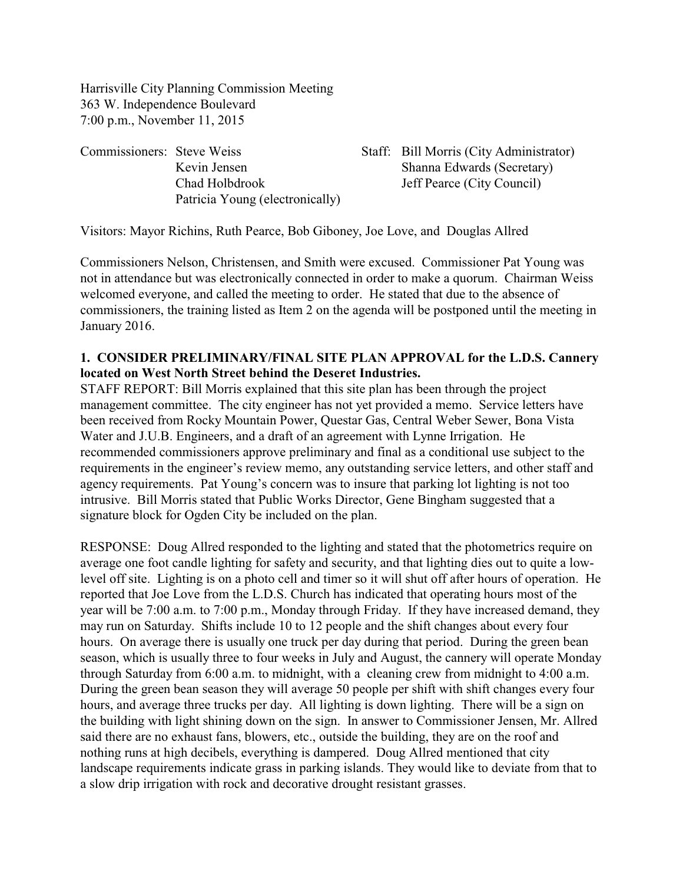Harrisville City Planning Commission Meeting
363 W. Independence Boulevard
7:00 p.m., November 11, 2015

| Commissioners: | | Staff: | |
|---|---|---|---|
| | Steve Weiss | | Bill Morris (City Administrator) |
| | Kevin Jensen | | Shanna Edwards (Secretary) |
| | Chad Holbdrook | | Jeff Pearce (City Council) |
| | Patricia Young (electronically) | | |

Visitors: Mayor Richins, Ruth Pearce, Bob Giboney, Joe Love, and Douglas Allred

Commissioners Nelson, Christensen, and Smith were excused. Commissioner Pat Young was not in attendance but was electronically connected in order to make a quorum. Chairman Weiss welcomed everyone, and called the meeting to order. He stated that due to the absence of commissioners, the training listed as Item 2 on the agenda will be postponed until the meeting in January 2016.

**1. CONSIDER PRELIMINARY/FINAL SITE PLAN APPROVAL for the L.D.S. Cannery located on West North Street behind the Deseret Industries.**

STAFF REPORT: Bill Morris explained that this site plan has been through the project management committee. The city engineer has not yet provided a memo. Service letters have been received from Rocky Mountain Power, Questar Gas, Central Weber Sewer, Bona Vista Water and J.U.B. Engineers, and a draft of an agreement with Lynne Irrigation. He recommended commissioners approve preliminary and final as a conditional use subject to the requirements in the engineer's review memo, any outstanding service letters, and other staff and agency requirements. Pat Young's concern was to insure that parking lot lighting is not too intrusive. Bill Morris stated that Public Works Director, Gene Bingham suggested that a signature block for Ogden City be included on the plan.

RESPONSE: Doug Allred responded to the lighting and stated that the photometrics require on average one foot candle lighting for safety and security, and that lighting dies out to quite a low-level off site. Lighting is on a photo cell and timer so it will shut off after hours of operation. He reported that Joe Love from the L.D.S. Church has indicated that operating hours most of the year will be 7:00 a.m. to 7:00 p.m., Monday through Friday. If they have increased demand, they may run on Saturday. Shifts include 10 to 12 people and the shift changes about every four hours. On average there is usually one truck per day during that period. During the green bean season, which is usually three to four weeks in July and August, the cannery will operate Monday through Saturday from 6:00 a.m. to midnight, with a cleaning crew from midnight to 4:00 a.m. During the green bean season they will average 50 people per shift with shift changes every four hours, and average three trucks per day. All lighting is down lighting. There will be a sign on the building with light shining down on the sign. In answer to Commissioner Jensen, Mr. Allred said there are no exhaust fans, blowers, etc., outside the building, they are on the roof and nothing runs at high decibels, everything is dampered. Doug Allred mentioned that city landscape requirements indicate grass in parking islands. They would like to deviate from that to a slow drip irrigation with rock and decorative drought resistant grasses.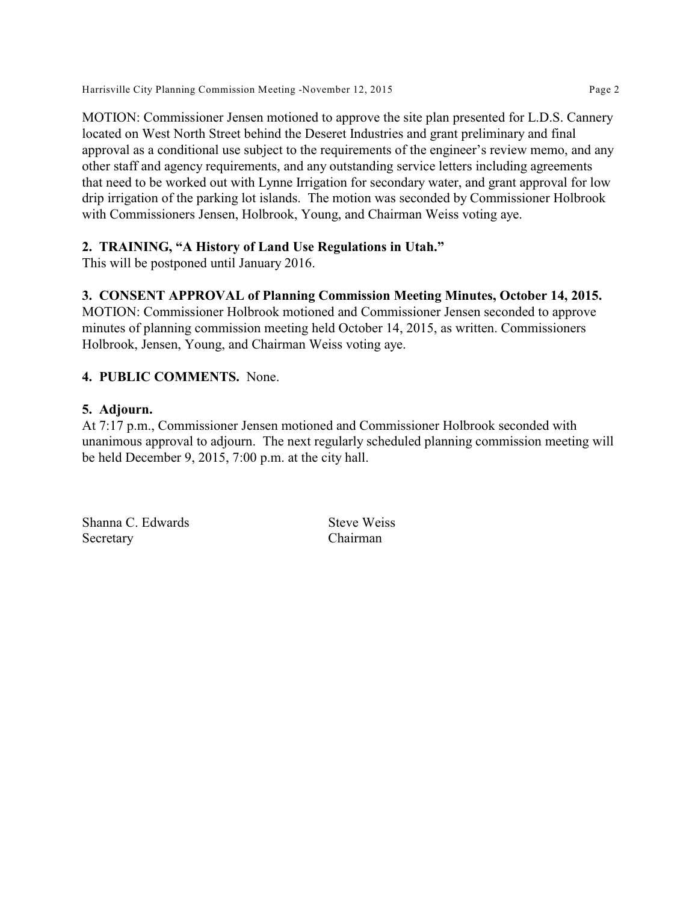MOTION: Commissioner Jensen motioned to approve the site plan presented for L.D.S. Cannery located on West North Street behind the Deseret Industries and grant preliminary and final approval as a conditional use subject to the requirements of the engineer's review memo, and any other staff and agency requirements, and any outstanding service letters including agreements that need to be worked out with Lynne Irrigation for secondary water, and grant approval for low drip irrigation of the parking lot islands. The motion was seconded by Commissioner Holbrook with Commissioners Jensen, Holbrook, Young, and Chairman Weiss voting aye.

**2. TRAINING, "A History of Land Use Regulations in Utah."**
This will be postponed until January 2016.

**3. CONSENT APPROVAL of Planning Commission Meeting Minutes, October 14, 2015.**
MOTION: Commissioner Holbrook motioned and Commissioner Jensen seconded to approve minutes of planning commission meeting held October 14, 2015, as written. Commissioners Holbrook, Jensen, Young, and Chairman Weiss voting aye.

**4. PUBLIC COMMENTS.** None.

**5. Adjourn.**
At 7:17 p.m., Commissioner Jensen motioned and Commissioner Holbrook seconded with unanimous approval to adjourn. The next regularly scheduled planning commission meeting will be held December 9, 2015, 7:00 p.m. at the city hall.

Shanna C. Edwards
Secretary

Steve Weiss
Chairman